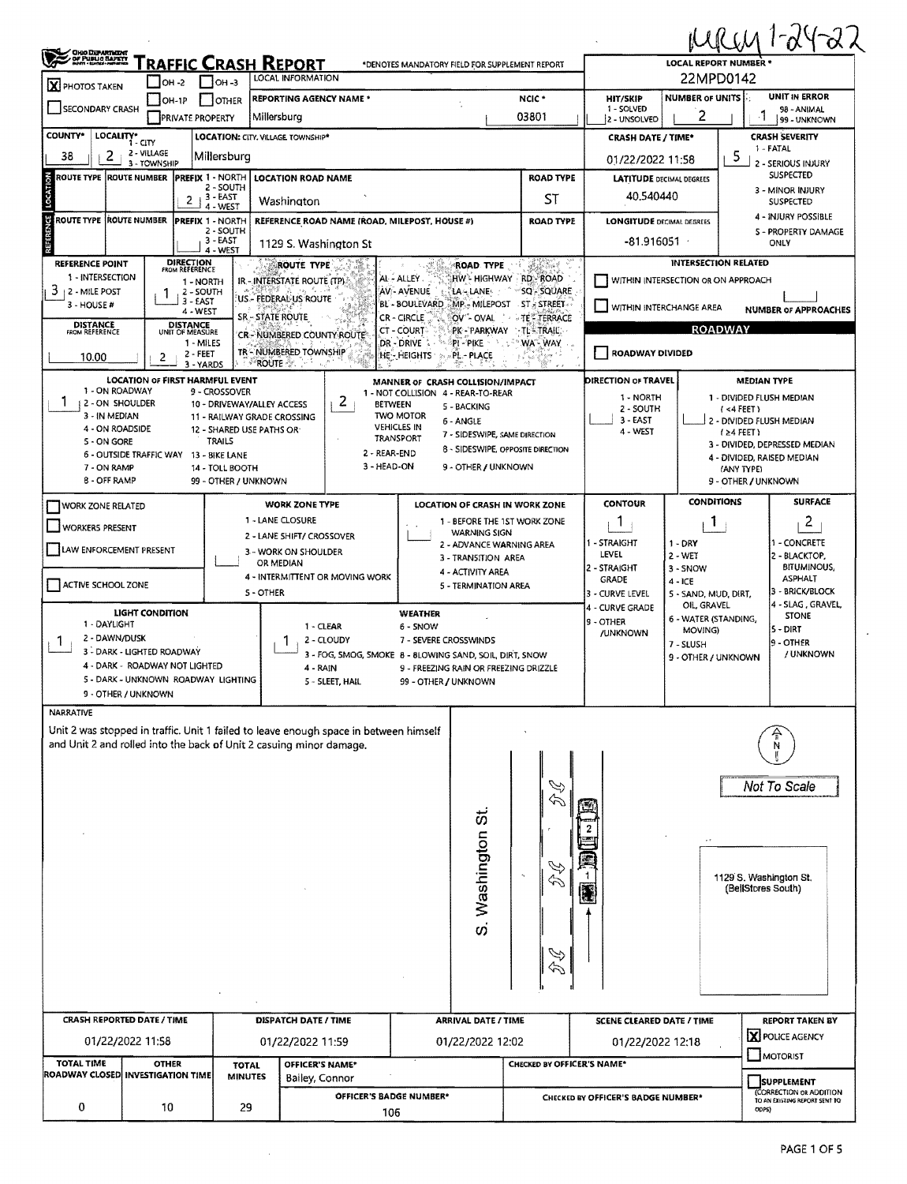MRCM 1-24-22

# Traffic Crash Report

Ohio Department of Public Safety

*DENOTES MANDATORY FIELD FOR SUPPLEMENT REPORT

**LOCAL REPORT NUMBER ***: 22MPD0142

## LOCAL INFORMATION

| Field | Value |
|---|---|
| PHOTOS TAKEN | X |
| OH -2 / OH -3 / OH-1P / OTHER / PRIVATE PROPERTY / SECONDARY CRASH | |
| REPORTING AGENCY NAME * | Millersburg |
| NCIC * | 03801 |
| HIT/SKIP (1 - SOLVED, 2 - UNSOLVED) | |
| NUMBER OF UNITS | 2 |
| UNIT IN ERROR (98 - ANIMAL, 99 - UNKNOWN) | 1 |
| COUNTY* | 38 |
| LOCALITY* (1 - CITY, 2 - VILLAGE, 3 - TOWNSHIP) | 2 |
| LOCATION: CITY, VILLAGE, TOWNSHIP* | Millersburg |
| CRASH DATE / TIME* | 01/22/2022 11:58 |
| CRASH SEVERITY (1 - FATAL, 2 - SERIOUS INJURY SUSPECTED, 3 - MINOR INJURY SUSPECTED, 4 - INJURY POSSIBLE, 5 - PROPERTY DAMAGE ONLY) | 5 |

## LOCATION

| Field | Value |
|---|---|
| ROUTE TYPE | |
| ROUTE NUMBER | |
| PREFIX (1 - NORTH, 2 - SOUTH, 3 - EAST, 4 - WEST) | 2 |
| LOCATION ROAD NAME | Washington |
| ROAD TYPE | ST |
| LATITUDE DECIMAL DEGREES | 40.540440 |

## REFERENCE

| Field | Value |
|---|---|
| ROUTE TYPE | |
| ROUTE NUMBER | |
| PREFIX | |
| REFERENCE ROAD NAME (ROAD, MILEPOST, HOUSE #) | 1129 S. Washington St |
| ROAD TYPE | |
| LONGITUDE DECIMAL DEGREES | -81.916051 |

| Field | Value |
|---|---|
| REFERENCE POINT (1 - INTERSECTION, 2 - MILE POST, 3 - HOUSE #) | 3 |
| DIRECTION FROM REFERENCE (1 - NORTH, 2 - SOUTH, 3 - EAST, 4 - WEST) | 1 |
| DISTANCE FROM REFERENCE | 10.00 |
| DISTANCE UNIT OF MEASURE (1 - MILES, 2 - FEET, 3 - YARDS) | 2 |

ROUTE TYPE: IR - INTERSTATE ROUTE (TP); US - FEDERAL US ROUTE; SR - STATE ROUTE; CR - NUMBERED COUNTY ROUTE; TR - NUMBERED TOWNSHIP ROUTE

ROAD TYPE: AL - ALLEY; AV - AVENUE; BL - BOULEVARD; CR - CIRCLE; CT - COURT; DR - DRIVE; HE - HEIGHTS; HW - HIGHWAY; LA - LANE; MP - MILEPOST; OV - OVAL; PK - PARKWAY; PI - PIKE; PL - PLACE; RD - ROAD; SQ - SQUARE; ST - STREET; TE - TERRACE; TL - TRAIL; WA - WAY

## INTERSECTION RELATED

- WITHIN INTERSECTION OR ON APPROACH: 
- WITHIN INTERCHANGE AREA: 
- NUMBER OF APPROACHES: 

## ROADWAY

- ROADWAY DIVIDED: 

| Field | Value |
|---|---|
| LOCATION OF FIRST HARMFUL EVENT | 1 |
| MANNER OF CRASH COLLISION/IMPACT | 2 |
| DIRECTION OF TRAVEL | |
| MEDIAN TYPE | |

LOCATION OF FIRST HARMFUL EVENT: 1 - ON ROADWAY; 2 - ON SHOULDER; 3 - IN MEDIAN; 4 - ON ROADSIDE; 5 - ON GORE; 6 - OUTSIDE TRAFFIC WAY; 7 - ON RAMP; 8 - OFF RAMP; 9 - CROSSOVER; 10 - DRIVEWAY/ALLEY ACCESS; 11 - RAILWAY GRADE CROSSING; 12 - SHARED USE PATHS OR TRAILS; 13 - BIKE LANE; 14 - TOLL BOOTH; 99 - OTHER / UNKNOWN

MANNER OF CRASH COLLISION/IMPACT: 1 - NOT COLLISION BETWEEN TWO MOTOR VEHICLES IN TRANSPORT; 2 - REAR-END; 3 - HEAD-ON; 4 - REAR-TO-REAR; 5 - BACKING; 6 - ANGLE; 7 - SIDESWIPE, SAME DIRECTION; 8 - SIDESWIPE, OPPOSITE DIRECTION; 9 - OTHER / UNKNOWN

DIRECTION OF TRAVEL: 1 - NORTH; 2 - SOUTH; 3 - EAST; 4 - WEST

MEDIAN TYPE: 1 - DIVIDED FLUSH MEDIAN (<4 FEET); 2 - DIVIDED FLUSH MEDIAN (≥4 FEET); 3 - DIVIDED, DEPRESSED MEDIAN; 4 - DIVIDED, RAISED MEDIAN (ANY TYPE); 9 - OTHER / UNKNOWN

## WORK ZONE

- WORK ZONE RELATED: 
- WORKERS PRESENT: 
- LAW ENFORCEMENT PRESENT: 
- ACTIVE SCHOOL ZONE: 

WORK ZONE TYPE: 1 - LANE CLOSURE; 2 - LANE SHIFT/ CROSSOVER; 3 - WORK ON SHOULDER OR MEDIAN; 4 - INTERMITTENT OR MOVING WORK; 5 - OTHER

LOCATION OF CRASH IN WORK ZONE: 1 - BEFORE THE 1ST WORK ZONE WARNING SIGN; 2 - ADVANCE WARNING AREA; 3 - TRANSITION AREA; 4 - ACTIVITY AREA; 5 - TERMINATION AREA

| Field | Value |
|---|---|
| CONTOUR | 1 |
| CONDITIONS | 1 |
| SURFACE | 2 |

CONTOUR: 1 - STRAIGHT LEVEL; 2 - STRAIGHT GRADE; 3 - CURVE LEVEL; 4 - CURVE GRADE; 9 - OTHER /UNKNOWN

CONDITIONS: 1 - DRY; 2 - WET; 3 - SNOW; 4 - ICE; 5 - SAND, MUD, DIRT, OIL, GRAVEL; 6 - WATER (STANDING, MOVING); 7 - SLUSH; 9 - OTHER / UNKNOWN

SURFACE: 1 - CONCRETE; 2 - BLACKTOP, BITUMINOUS, ASPHALT; 3 - BRICK/BLOCK; 4 - SLAG, GRAVEL, STONE; 5 - DIRT; 9 - OTHER / UNKNOWN

| Field | Value |
|---|---|
| LIGHT CONDITION | 1 |
| WEATHER | 1 |

LIGHT CONDITION: 1 - DAYLIGHT; 2 - DAWN/DUSK; 3 - DARK - LIGHTED ROADWAY; 4 - DARK - ROADWAY NOT LIGHTED; 5 - DARK - UNKNOWN ROADWAY LIGHTING; 9 - OTHER / UNKNOWN

WEATHER: 1 - CLEAR; 2 - CLOUDY; 3 - FOG, SMOG, SMOKE; 4 - RAIN; 5 - SLEET, HAIL; 6 - SNOW; 7 - SEVERE CROSSWINDS; 8 - BLOWING SAND, SOIL, DIRT, SNOW; 9 - FREEZING RAIN OR FREEZING DRIZZLE; 99 - OTHER / UNKNOWN

## NARRATIVE

Unit 2 was stopped in traffic. Unit 1 failed to leave enough space in between himself and Unit 2 and rolled into the back of Unit 2 casuing minor damage.

Diagram labels: N; Not To Scale; S. Washington St.; 1; 2; 1129 S. Washington St. (BellStores South)

| CRASH REPORTED DATE / TIME | DISPATCH DATE / TIME | ARRIVAL DATE / TIME | SCENE CLEARED DATE / TIME | REPORT TAKEN BY |
|---|---|---|---|---|
| 01/22/2022 11:58 | 01/22/2022 11:59 | 01/22/2022 12:02 | 01/22/2022 12:18 | X POLICE AGENCY; MOTORIST |

| TOTAL TIME ROADWAY CLOSED | OTHER INVESTIGATION TIME | TOTAL MINUTES | OFFICER'S NAME* | CHECKED BY OFFICER'S NAME* | SUPPLEMENT (CORRECTION OR ADDITION TO AN EXISTING REPORT SENT TO ODPS) |
|---|---|---|---|---|---|
| 0 | 10 | 29 | Bailey, Connor | | |

| OFFICER'S BADGE NUMBER* | CHECKED BY OFFICER'S BADGE NUMBER* |
|---|---|
| 106 | |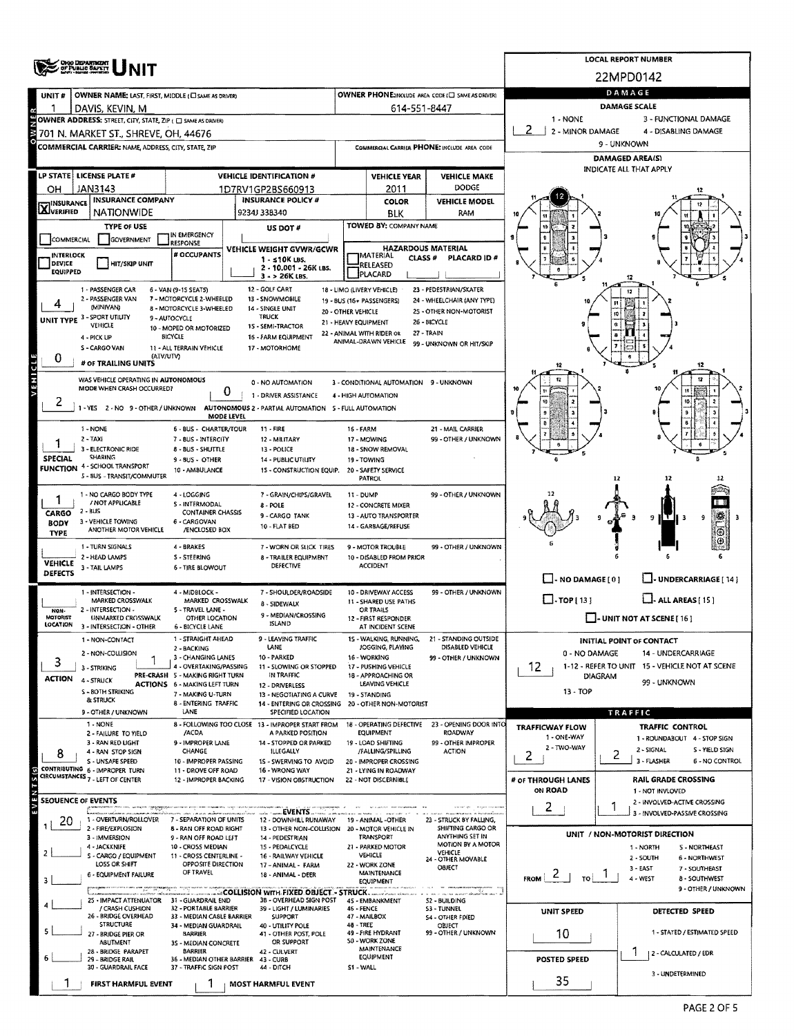# OHIO DEPARTMENT OF PUBLIC SAFETY — UNIT

**LOCAL REPORT NUMBER:** 22MPD0142

## OWNER

| Field | Value |
|---|---|
| UNIT # | 1 |
| OWNER NAME: LAST, FIRST, MIDDLE (☐ SAME AS DRIVER) | DAVIS, KEVIN, M |
| OWNER PHONE: INCLUDE AREA CODE (☐ SAME AS DRIVER) | 614-551-8447 |
| OWNER ADDRESS: STREET, CITY, STATE, ZIP (☐ SAME AS DRIVER) | 701 N. MARKET ST., SHREVE, OH, 44676 |
| COMMERCIAL CARRIER: NAME, ADDRESS, CITY, STATE, ZIP | |
| COMMERCIAL CARRIER PHONE: INCLUDE AREA CODE | |

## VEHICLE

| LP STATE | LICENSE PLATE # | VEHICLE IDENTIFICATION # | VEHICLE YEAR | VEHICLE MAKE |
|---|---|---|---|---|
| OH | JAN3143 | 1D7RV1GP2BS660913 | 2011 | DODGE |

| INSURANCE | INSURANCE COMPANY | INSURANCE POLICY # | COLOR | VEHICLE MODEL |
|---|---|---|---|---|
| ☒ VERIFIED | NATIONWIDE | 9234J 338340 | BLK | RAM |

- **TYPE OF USE:** ☐ COMMERCIAL ☐ GOVERNMENT ☐ IN EMERGENCY RESPONSE
- **US DOT #:**
- **TOWED BY:** COMPANY NAME
- ☐ INTERLOCK DEVICE EQUIPPED ☐ HIT/SKIP UNIT
- **# OCCUPANTS:**
- **VEHICLE WEIGHT GVWR/GCWR:** 1 - ≤10K LBS. 2 - 10.001 - 26K LBS. 3 - > 26K LBS.
- **HAZARDOUS MATERIAL:** ☐ MATERIAL RELEASED ☐ PLACARD — CLASS # — PLACARD ID #

**UNIT TYPE:** 4

1 - PASSENGER CAR; 2 - PASSENGER VAN (MINIVAN); 3 - SPORT UTILITY VEHICLE; 4 - PICK UP; 5 - CARGO VAN; 6 - VAN (9-15 SEATS); 7 - MOTORCYCLE 2-WHEELED; 8 - MOTORCYCLE 3-WHEELED; 9 - AUTOCYCLE; 10 - MOPED OR MOTORIZED BICYCLE; 11 - ALL TERRAIN VEHICLE (ATV/UTV); 12 - GOLF CART; 13 - SNOWMOBILE; 14 - SINGLE UNIT TRUCK; 15 - SEMI-TRACTOR; 16 - FARM EQUIPMENT; 17 - MOTORHOME; 18 - LIMO (LIVERY VEHICLE); 19 - BUS (16+ PASSENGERS); 20 - OTHER VEHICLE; 21 - HEAVY EQUIPMENT; 22 - ANIMAL WITH RIDER OR ANIMAL-DRAWN VEHICLE; 23 - PEDESTRIAN/SKATER; 24 - WHEELCHAIR (ANY TYPE); 25 - OTHER NON-MOTORIST; 26 - BICYCLE; 27 - TRAIN; 99 - UNKNOWN OR HIT/SKIP

**# OF TRAILING UNITS:** 0

**WAS VEHICLE OPERATING IN AUTONOMOUS MODE WHEN CRASH OCCURRED?** 2 (1 - YES 2 - NO 9 - OTHER / UNKNOWN)

**AUTONOMOUS MODE LEVEL:** 0 — 0 - NO AUTOMATION; 1 - DRIVER ASSISTANCE; 2 - PARTIAL AUTOMATION; 3 - CONDITIONAL AUTOMATION; 4 - HIGH AUTOMATION; 5 - FULL AUTOMATION; 9 - UNKNOWN

**SPECIAL FUNCTION:** 1

1 - NONE; 2 - TAXI; 3 - ELECTRONIC RIDE SHARING; 4 - SCHOOL TRANSPORT; 5 - BUS - TRANSIT/COMMUTER; 6 - BUS - CHARTER/TOUR; 7 - BUS - INTERCITY; 8 - BUS - SHUTTLE; 9 - BUS - OTHER; 10 - AMBULANCE; 11 - FIRE; 12 - MILITARY; 13 - POLICE; 14 - PUBLIC UTILITY; 15 - CONSTRUCTION EQUIP.; 16 - FARM; 17 - MOWING; 18 - SNOW REMOVAL; 19 - TOWING; 20 - SAFETY SERVICE PATROL; 21 - MAIL CARRIER; 99 - OTHER / UNKNOWN

**CARGO BODY TYPE:** 1

1 - NO CARGO BODY TYPE / NOT APPLICABLE; 2 - BUS; 3 - VEHICLE TOWING ANOTHER MOTOR VEHICLE; 4 - LOGGING; 5 - INTERMODAL CONTAINER CHASSIS; 6 - CARGOVAN /ENCLOSED BOX; 7 - GRAIN/CHIPS/GRAVEL; 8 - POLE; 9 - CARGO TANK; 10 - FLAT BED; 11 - DUMP; 12 - CONCRETE MIXER; 13 - AUTO TRANSPORTER; 14 - GARBAGE/REFUSE; 99 - OTHER / UNKNOWN

**VEHICLE DEFECTS:**

1 - TURN SIGNALS; 2 - HEAD LAMPS; 3 - TAIL LAMPS; 4 - BRAKES; 5 - STEERING; 6 - TIRE BLOWOUT; 7 - WORN OR SLICK TIRES; 8 - TRAILER EQUIPMENT DEFECTIVE; 9 - MOTOR TROUBLE; 10 - DISABLED FROM PRIOR ACCIDENT; 99 - OTHER / UNKNOWN

**NON-MOTORIST LOCATION:**

1 - INTERSECTION - MARKED CROSSWALK; 2 - INTERSECTION - UNMARKED CROSSWALK; 3 - INTERSECTION - OTHER; 4 - MIDBLOCK - MARKED CROSSWALK; 5 - TRAVEL LANE - OTHER LOCATION; 6 - BICYCLE LANE; 7 - SHOULDER/ROADSIDE; 8 - SIDEWALK; 9 - MEDIAN/CROSSING ISLAND; 10 - DRIVEWAY ACCESS; 11 - SHARED USE PATHS OR TRAILS; 12 - FIRST RESPONDER AT INCIDENT SCENE; 99 - OTHER / UNKNOWN

**ACTION:** 3

1 - NON-CONTACT; 2 - NON-COLLISION; 3 - STRIKING; 4 - STRUCK; 5 - BOTH STRIKING & STRUCK; 9 - OTHER / UNKNOWN

**PRE-CRASH ACTIONS:** 1

1 - STRAIGHT AHEAD; 2 - BACKING; 3 - CHANGING LANES; 4 - OVERTAKING/PASSING; 5 - MAKING RIGHT TURN; 6 - MAKING LEFT TURN; 7 - MAKING U-TURN; 8 - ENTERING TRAFFIC LANE; 9 - LEAVING TRAFFIC LANE; 10 - PARKED; 11 - SLOWING OR STOPPED IN TRAFFIC; 12 - DRIVERLESS; 13 - NEGOTIATING A CURVE; 14 - ENTERING OR CROSSING SPECIFIED LOCATION; 15 - WALKING, RUNNING, JOGGING, PLAYING; 16 - WORKING; 17 - PUSHING VEHICLE; 18 - APPROACHING OR LEAVING VEHICLE; 19 - STANDING; 20 - OTHER NON-MOTORIST; 21 - STANDING OUTSIDE DISABLED VEHICLE; 99 - OTHER / UNKNOWN

**CONTRIBUTING CIRCUMSTANCES:** 8

1 - NONE; 2 - FAILURE TO YIELD; 3 - RAN RED LIGHT; 4 - RAN STOP SIGN; 5 - UNSAFE SPEED; 6 - IMPROPER TURN; 7 - LEFT OF CENTER; 8 - FOLLOWING TOO CLOSE /ACDA; 9 - IMPROPER LANE CHANGE; 10 - IMPROPER PASSING; 11 - DROVE OFF ROAD; 12 - IMPROPER BACKING; 13 - IMPROPER START FROM A PARKED POSITION; 14 - STOPPED OR PARKED ILLEGALLY; 15 - SWERVING TO AVOID; 16 - WRONG WAY; 17 - VISION OBSTRUCTION; 18 - OPERATING DEFECTIVE EQUIPMENT; 19 - LOAD SHIFTING /FALLING/SPILLING; 20 - IMPROPER CROSSING; 21 - LYING IN ROADWAY; 22 - NOT DISCERNIBLE; 23 - OPENING DOOR INTO ROADWAY; 99 - OTHER IMPROPER ACTION

## EVENTS

**SEQUENCE OF EVENTS:**

| # | Event |
|---|---|
| 1 | 20 |
| 2 | |
| 3 | |
| 4 | |
| 5 | |
| 6 | |

1 - OVERTURN/ROLLOVER; 2 - FIRE/EXPLOSION; 3 - IMMERSION; 4 - JACKKNIFE; 5 - CARGO / EQUIPMENT LOSS OR SHIFT; 6 - EQUIPMENT FAILURE; 7 - SEPARATION OF UNITS; 8 - RAN OFF ROAD RIGHT; 9 - RAN OFF ROAD LEFT; 10 - CROSS MEDIAN; 11 - CROSS CENTERLINE - OPPOSITE DIRECTION OF TRAVEL; 12 - DOWNHILL RUNAWAY; 13 - OTHER NON-COLLISION; 14 - PEDESTRIAN; 15 - PEDALCYCLE; 16 - RAILWAY VEHICLE; 17 - ANIMAL - FARM; 18 - ANIMAL - DEER; 19 - ANIMAL -OTHER; 20 - MOTOR VEHICLE IN TRANSPORT; 21 - PARKED MOTOR VEHICLE; 22 - WORK ZONE MAINTENANCE EQUIPMENT; 23 - STRUCK BY FALLING, SHIFTING CARGO OR ANYTHING SET IN MOTION BY A MOTOR VEHICLE; 24 - OTHER MOVABLE OBJECT

**COLLISION WITH FIXED OBJECT - STRUCK:**

25 - IMPACT ATTENUATOR / CRASH CUSHION; 26 - BRIDGE OVERHEAD STRUCTURE; 27 - BRIDGE PIER OR ABUTMENT; 28 - BRIDGE PARAPET; 29 - BRIDGE RAIL; 30 - GUARDRAIL FACE; 31 - GUARDRAIL END; 32 - PORTABLE BARRIER; 33 - MEDIAN CABLE BARRIER; 34 - MEDIAN GUARDRAIL BARRIER; 35 - MEDIAN CONCRETE BARRIER; 36 - MEDIAN OTHER BARRIER; 37 - TRAFFIC SIGN POST; 38 - OVERHEAD SIGN POST; 39 - LIGHT / LUMINARIES SUPPORT; 40 - UTILITY POLE; 41 - OTHER POST, POLE OR SUPPORT; 42 - CULVERT; 43 - CURB; 44 - DITCH; 45 - EMBANKMENT; 46 - FENCE; 47 - MAILBOX; 48 - TREE; 49 - FIRE HYDRANT; 50 - WORK ZONE MAINTENANCE EQUIPMENT; 51 - WALL; 52 - BUILDING; 53 - TUNNEL; 54 - OTHER FIXED OBJECT; 99 - OTHER / UNKNOWN

**FIRST HARMFUL EVENT:** 1  **MOST HARMFUL EVENT:** 1

## DAMAGE

**DAMAGE SCALE:** 2

1 - NONE; 2 - MINOR DAMAGE; 3 - FUNCTIONAL DAMAGE; 4 - DISABLING DAMAGE; 9 - UNKNOWN

**DAMAGED AREA(S)** — INDICATE ALL THAT APPLY: 12

☐ - NO DAMAGE [ 0 ]; ☐ - UNDERCARRIAGE [ 14 ]; ☐ - TOP [ 13 ]; ☐ - ALL AREAS [ 15 ]; ☐ - UNIT NOT AT SCENE [ 16 ]

**INITIAL POINT OF CONTACT:** 12

0 - NO DAMAGE; 1-12 - REFER TO UNIT DIAGRAM; 13 - TOP; 14 - UNDERCARRIAGE; 15 - VEHICLE NOT AT SCENE; 99 - UNKNOWN

## TRAFFIC

**TRAFFICWAY FLOW:** 2 (1 - ONE-WAY; 2 - TWO-WAY)

**TRAFFIC CONTROL:** 2

1 - ROUNDABOUT; 2 - SIGNAL; 3 - FLASHER; 4 - STOP SIGN; 5 - YIELD SIGN; 6 - NO CONTROL

**# OF THROUGH LANES ON ROAD:** 2

**RAIL GRADE CROSSING:** 1

1 - NOT INVLOVED; 2 - INVOLVED-ACTIVE CROSSING; 3 - INVOLVED-PASSIVE CROSSING

**UNIT / NON-MOTORIST DIRECTION:** FROM 2 TO 1

1 - NORTH; 2 - SOUTH; 3 - EAST; 4 - WEST; 5 - NORTHEAST; 6 - NORTHWEST; 7 - SOUTHEAST; 8 - SOUTHWEST; 9 - OTHER / UNKNOWN

**UNIT SPEED:** 10

**POSTED SPEED:** 35

**DETECTED SPEED:** 1

1 - STATED / ESTIMATED SPEED; 2 - CALCULATED / EDR; 3 - UNDETERMINED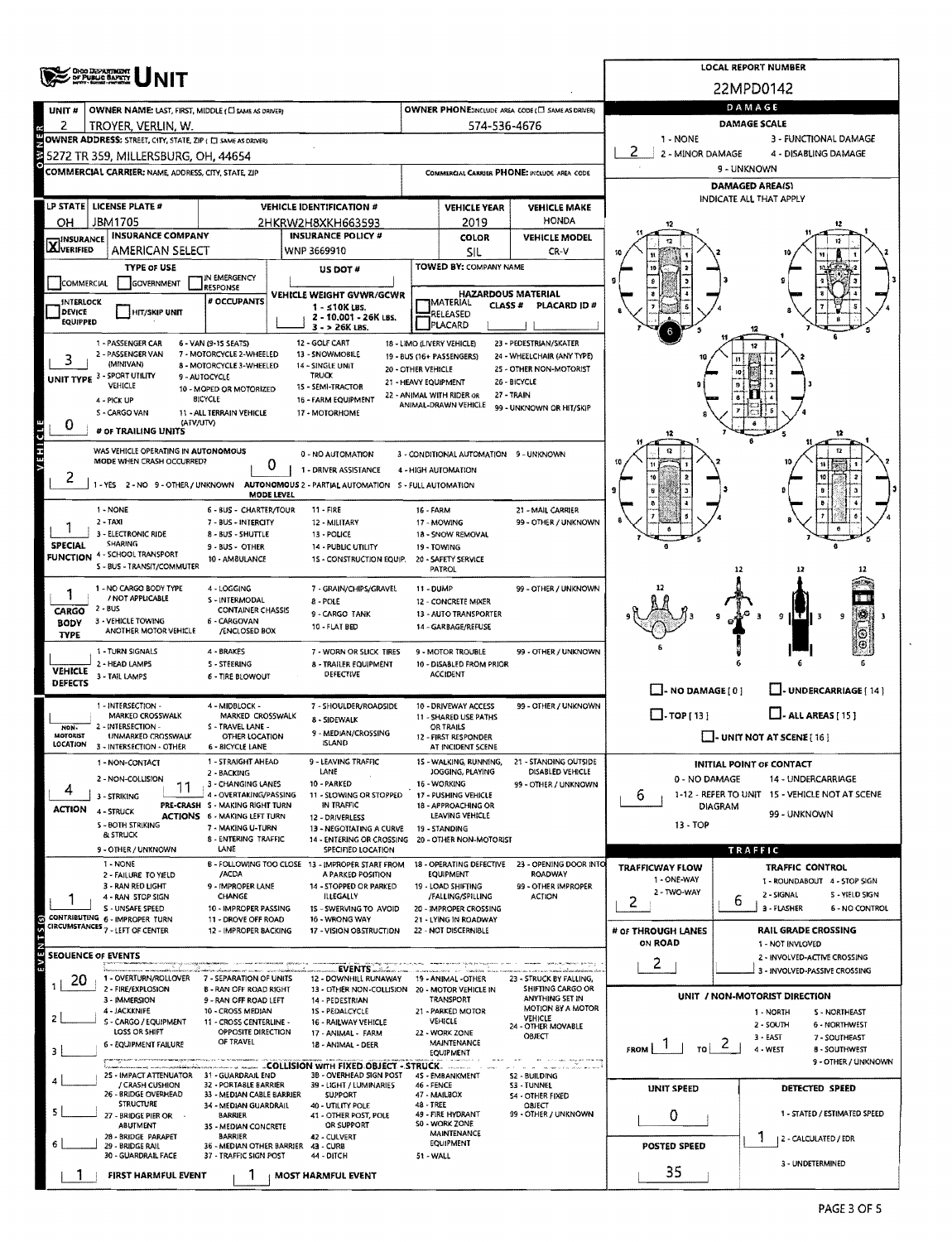# OHIO DEPARTMENT OF PUBLIC SAFETY UNIT

**LOCAL REPORT NUMBER:** 22MPD0142

## OWNER

| UNIT # | OWNER NAME: LAST, FIRST, MIDDLE (☐ SAME AS DRIVER) | OWNER PHONE: INCLUDE AREA CODE (☐ SAME AS DRIVER) |
|---|---|---|
| 2 | TROYER, VERLIN, W. | 574-536-4676 |

**OWNER ADDRESS:** STREET, CITY, STATE, ZIP (☐ SAME AS DRIVER)
5272 TR 359, MILLERSBURG, OH, 44654

**COMMERCIAL CARRIER:** NAME, ADDRESS, CITY, STATE, ZIP — **COMMERCIAL CARRIER PHONE:** INCLUDE AREA CODE

## VEHICLE

| LP STATE | LICENSE PLATE # | VEHICLE IDENTIFICATION # | VEHICLE YEAR | VEHICLE MAKE |
|---|---|---|---|---|
| OH | JBM1705 | 2HKRW2H8XKH663593 | 2019 | HONDA |

| INSURANCE | INSURANCE COMPANY | INSURANCE POLICY # | COLOR | VEHICLE MODEL |
|---|---|---|---|---|
| X VERIFIED | AMERICAN SELECT | WNP 3669910 | SIL | CR-V |

**TYPE OF USE:** ☐ COMMERCIAL ☐ GOVERNMENT ☐ IN EMERGENCY RESPONSE
**US DOT #:**
**TOWED BY:** COMPANY NAME

**INTERLOCK DEVICE EQUIPPED** ☐ **HIT/SKIP UNIT** ☐
**# OCCUPANTS:**
**VEHICLE WEIGHT GVWR/GCWR:** 1 - ≤10K LBS. 2 - 10.001 - 26K LBS. 3 - > 26K LBS.
**HAZARDOUS MATERIAL:** ☐ MATERIAL RELEASED ☐ PLACARD — CLASS # — PLACARD ID #

**UNIT TYPE:** 3
1 - PASSENGER CAR, 2 - PASSENGER VAN (MINIVAN), 3 - SPORT UTILITY VEHICLE, 4 - PICK UP, 5 - CARGO VAN, 6 - VAN (9-15 SEATS), 7 - MOTORCYCLE 2-WHEELED, 8 - MOTORCYCLE 3-WHEELED, 9 - AUTOCYCLE, 10 - MOPED OR MOTORIZED BICYCLE, 11 - ALL TERRAIN VEHICLE (ATV/UTV), 12 - GOLF CART, 13 - SNOWMOBILE, 14 - SINGLE UNIT TRUCK, 15 - SEMI-TRACTOR, 16 - FARM EQUIPMENT, 17 - MOTORHOME, 18 - LIMO (LIVERY VEHICLE), 19 - BUS (16+ PASSENGERS), 20 - OTHER VEHICLE, 21 - HEAVY EQUIPMENT, 22 - ANIMAL WITH RIDER OR ANIMAL-DRAWN VEHICLE, 23 - PEDESTRIAN/SKATER, 24 - WHEELCHAIR (ANY TYPE), 25 - OTHER NON-MOTORIST, 26 - BICYCLE, 27 - TRAIN, 99 - UNKNOWN OR HIT/SKIP

**# OF TRAILING UNITS:** 0

**WAS VEHICLE OPERATING IN AUTONOMOUS MODE WHEN CRASH OCCURRED?** 2
1 - YES, 2 - NO, 9 - OTHER / UNKNOWN

**AUTONOMOUS MODE LEVEL:** 0
0 - NO AUTOMATION, 1 - DRIVER ASSISTANCE, 2 - PARTIAL AUTOMATION, 3 - CONDITIONAL AUTOMATION, 4 - HIGH AUTOMATION, 5 - FULL AUTOMATION, 9 - UNKNOWN

**SPECIAL FUNCTION:** 1
1 - NONE, 2 - TAXI, 3 - ELECTRONIC RIDE SHARING, 4 - SCHOOL TRANSPORT, 5 - BUS - TRANSIT/COMMUTER, 6 - BUS - CHARTER/TOUR, 7 - BUS - INTERCITY, 8 - BUS - SHUTTLE, 9 - BUS - OTHER, 10 - AMBULANCE, 11 - FIRE, 12 - MILITARY, 13 - POLICE, 14 - PUBLIC UTILITY, 15 - CONSTRUCTION EQUIP., 16 - FARM, 17 - MOWING, 18 - SNOW REMOVAL, 19 - TOWING, 20 - SAFETY SERVICE PATROL, 21 - MAIL CARRIER, 99 - OTHER / UNKNOWN

**CARGO BODY TYPE:** 1
1 - NO CARGO BODY TYPE / NOT APPLICABLE, 2 - BUS, 3 - VEHICLE TOWING ANOTHER MOTOR VEHICLE, 4 - LOGGING, 5 - INTERMODAL CONTAINER CHASSIS, 6 - CARGOVAN /ENCLOSED BOX, 7 - GRAIN/CHIPS/GRAVEL, 8 - POLE, 9 - CARGO TANK, 10 - FLAT BED, 11 - DUMP, 12 - CONCRETE MIXER, 13 - AUTO TRANSPORTER, 14 - GARBAGE/REFUSE, 99 - OTHER / UNKNOWN

**VEHICLE DEFECTS:**
1 - TURN SIGNALS, 2 - HEAD LAMPS, 3 - TAIL LAMPS, 4 - BRAKES, 5 - STEERING, 6 - TIRE BLOWOUT, 7 - WORN OR SLICK TIRES, 8 - TRAILER EQUIPMENT DEFECTIVE, 9 - MOTOR TROUBLE, 10 - DISABLED FROM PRIOR ACCIDENT, 99 - OTHER / UNKNOWN

**NON-MOTORIST LOCATION:**
1 - INTERSECTION - MARKED CROSSWALK, 2 - INTERSECTION - UNMARKED CROSSWALK, 3 - INTERSECTION - OTHER, 4 - MIDBLOCK - MARKED CROSSWALK, 5 - TRAVEL LANE - OTHER LOCATION, 6 - BICYCLE LANE, 7 - SHOULDER/ROADSIDE, 8 - SIDEWALK, 9 - MEDIAN/CROSSING ISLAND, 10 - DRIVEWAY ACCESS, 11 - SHARED USE PATHS OR TRAILS, 12 - FIRST RESPONDER AT INCIDENT SCENE, 99 - OTHER / UNKNOWN

**ACTION:** 4
1 - NON-CONTACT, 2 - NON-COLLISION, 3 - STRIKING, 4 - STRUCK, 5 - BOTH STRIKING & STRUCK, 9 - OTHER / UNKNOWN

**PRE-CRASH ACTIONS:** 11
1 - STRAIGHT AHEAD, 2 - BACKING, 3 - CHANGING LANES, 4 - OVERTAKING/PASSING, 5 - MAKING RIGHT TURN, 6 - MAKING LEFT TURN, 7 - MAKING U-TURN, 8 - ENTERING TRAFFIC LANE, 9 - LEAVING TRAFFIC LANE, 10 - PARKED, 11 - SLOWING OR STOPPED IN TRAFFIC, 12 - DRIVERLESS, 13 - NEGOTIATING A CURVE, 14 - ENTERING OR CROSSING SPECIFIED LOCATION, 15 - WALKING, RUNNING, JOGGING, PLAYING, 16 - WORKING, 17 - PUSHING VEHICLE, 18 - APPROACHING OR LEAVING VEHICLE, 19 - STANDING, 20 - OTHER NON-MOTORIST, 21 - STANDING OUTSIDE DISABLED VEHICLE, 99 - OTHER / UNKNOWN

**CONTRIBUTING CIRCUMSTANCES:** 1
1 - NONE, 2 - FAILURE TO YIELD, 3 - RAN RED LIGHT, 4 - RAN STOP SIGN, 5 - UNSAFE SPEED, 6 - IMPROPER TURN, 7 - LEFT OF CENTER, 8 - FOLLOWING TOO CLOSE /ACDA, 9 - IMPROPER LANE CHANGE, 10 - IMPROPER PASSING, 11 - DROVE OFF ROAD, 12 - IMPROPER BACKING, 13 - IMPROPER START FROM A PARKED POSITION, 14 - STOPPED OR PARKED ILLEGALLY, 15 - SWERVING TO AVOID, 16 - WRONG WAY, 17 - VISION OBSTRUCTION, 18 - OPERATING DEFECTIVE EQUIPMENT, 19 - LOAD SHIFTING /FALLING/SPILLING, 20 - IMPROPER CROSSING, 21 - LYING IN ROADWAY, 22 - NOT DISCERNIBLE, 23 - OPENING DOOR INTO ROADWAY, 99 - OTHER IMPROPER ACTION

## EVENTS

**SEQUENCE OF EVENTS:**
1: 20
2:
3:
4:
5:
6:

1 - OVERTURN/ROLLOVER, 2 - FIRE/EXPLOSION, 3 - IMMERSION, 4 - JACKKNIFE, 5 - CARGO / EQUIPMENT LOSS OR SHIFT, 6 - EQUIPMENT FAILURE, 7 - SEPARATION OF UNITS, 8 - RAN OFF ROAD RIGHT, 9 - RAN OFF ROAD LEFT, 10 - CROSS MEDIAN, 11 - CROSS CENTERLINE - OPPOSITE DIRECTION OF TRAVEL, 12 - DOWNHILL RUNAWAY, 13 - OTHER NON-COLLISION, 14 - PEDESTRIAN, 15 - PEDALCYCLE, 16 - RAILWAY VEHICLE, 17 - ANIMAL - FARM, 18 - ANIMAL - DEER, 19 - ANIMAL - OTHER, 20 - MOTOR VEHICLE IN TRANSPORT, 21 - PARKED MOTOR VEHICLE, 22 - WORK ZONE MAINTENANCE EQUIPMENT, 23 - STRUCK BY FALLING, SHIFTING CARGO OR ANYTHING SET IN MOTION BY A MOTOR VEHICLE, 24 - OTHER MOVABLE OBJECT

**COLLISION WITH FIXED OBJECT - STRUCK:**
25 - IMPACT ATTENUATOR / CRASH CUSHION, 26 - BRIDGE OVERHEAD STRUCTURE, 27 - BRIDGE PIER OR ABUTMENT, 28 - BRIDGE PARAPET, 29 - BRIDGE RAIL, 30 - GUARDRAIL FACE, 31 - GUARDRAIL END, 32 - PORTABLE BARRIER, 33 - MEDIAN CABLE BARRIER, 34 - MEDIAN GUARDRAIL BARRIER, 35 - MEDIAN CONCRETE BARRIER, 36 - MEDIAN OTHER BARRIER, 37 - TRAFFIC SIGN POST, 38 - OVERHEAD SIGN POST, 39 - LIGHT / LUMINARIES SUPPORT, 40 - UTILITY POLE, 41 - OTHER POST, POLE OR SUPPORT, 42 - CULVERT, 43 - CURB, 44 - DITCH, 45 - EMBANKMENT, 46 - FENCE, 47 - MAILBOX, 48 - TREE, 49 - FIRE HYDRANT, 50 - WORK ZONE MAINTENANCE EQUIPMENT, 51 - WALL, 52 - BUILDING, 53 - TUNNEL, 54 - OTHER FIXED OBJECT, 99 - OTHER / UNKNOWN

**FIRST HARMFUL EVENT:** 1
**MOST HARMFUL EVENT:** 1

## DAMAGE

**DAMAGE SCALE:** 2
1 - NONE, 2 - MINOR DAMAGE, 3 - FUNCTIONAL DAMAGE, 4 - DISABLING DAMAGE, 9 - UNKNOWN

**DAMAGED AREA(S)** — INDICATE ALL THAT APPLY: 6

☐ - NO DAMAGE [0] ☐ - UNDERCARRIAGE [14]
☐ - TOP [13] ☐ - ALL AREAS [15]
☐ - UNIT NOT AT SCENE [16]

**INITIAL POINT OF CONTACT:** 6
0 - NO DAMAGE, 1-12 - REFER TO UNIT DIAGRAM, 13 - TOP, 14 - UNDERCARRIAGE, 15 - VEHICLE NOT AT SCENE, 99 - UNKNOWN

## TRAFFIC

**TRAFFICWAY FLOW:** 2
1 - ONE-WAY, 2 - TWO-WAY

**TRAFFIC CONTROL:** 6
1 - ROUNDABOUT, 2 - SIGNAL, 3 - FLASHER, 4 - STOP SIGN, 5 - YIELD SIGN, 6 - NO CONTROL

**# OF THROUGH LANES ON ROAD:** 2

**RAIL GRADE CROSSING:**
1 - NOT INVOLVED, 2 - INVOLVED-ACTIVE CROSSING, 3 - INVOLVED-PASSIVE CROSSING

**UNIT / NON-MOTORIST DIRECTION:** FROM 1 TO 2
1 - NORTH, 2 - SOUTH, 3 - EAST, 4 - WEST, 5 - NORTHEAST, 6 - NORTHWEST, 7 - SOUTHEAST, 8 - SOUTHWEST, 9 - OTHER / UNKNOWN

**UNIT SPEED:** 0
**DETECTED SPEED:** 1
1 - STATED / ESTIMATED SPEED, 2 - CALCULATED / EDR, 3 - UNDETERMINED

**POSTED SPEED:** 35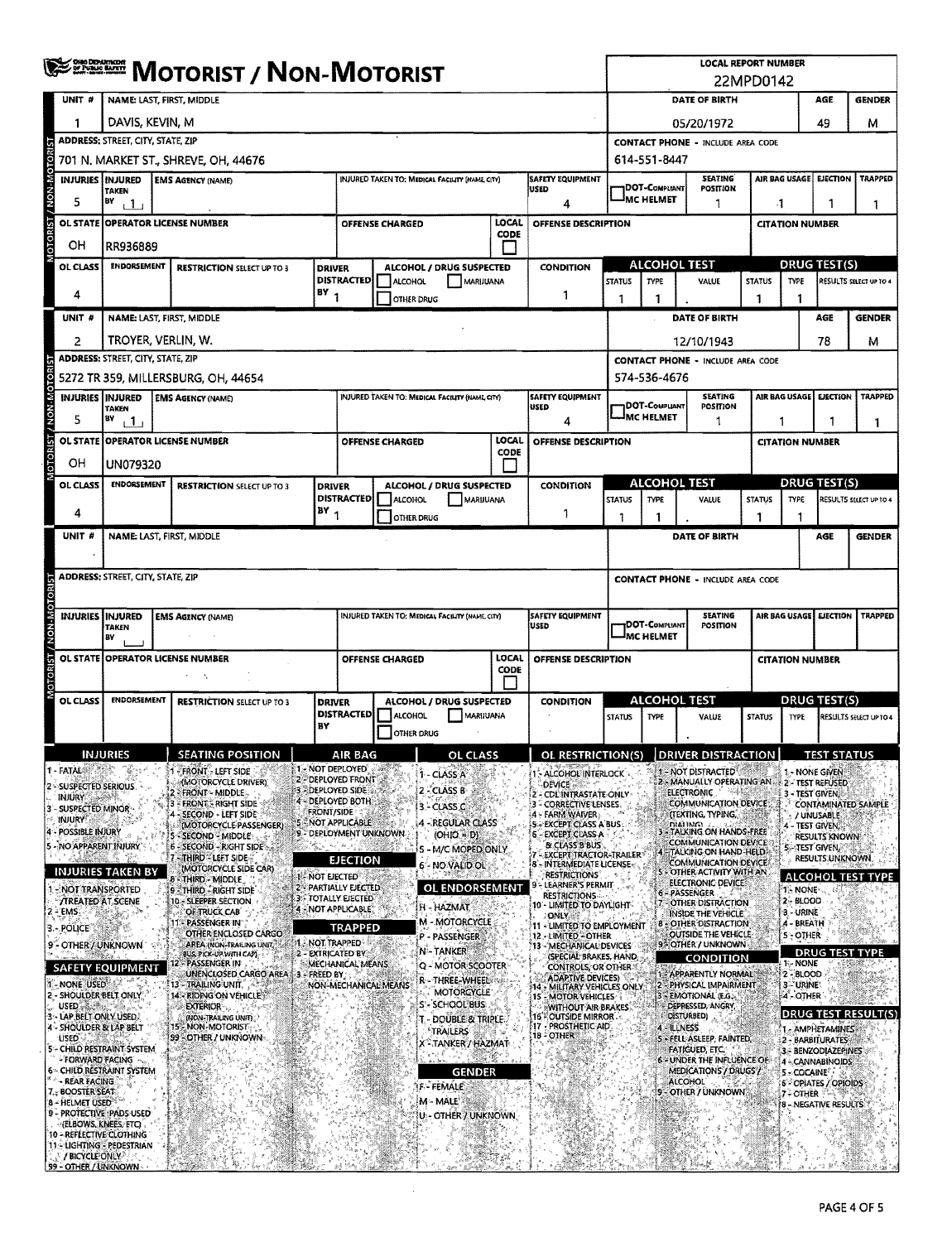# MOTORIST / NON-MOTORIST

**LOCAL REPORT NUMBER:** 22MPD0142

## Unit 1 — Motorist / Non-Motorist

| UNIT # | NAME: LAST, FIRST, MIDDLE | DATE OF BIRTH | AGE | GENDER |
|---|---|---|---|---|
| 1 | DAVIS, KEVIN, M | 05/20/1972 | 49 | M |

| ADDRESS: STREET, CITY, STATE, ZIP | CONTACT PHONE - INCLUDE AREA CODE |
|---|---|
| 701 N. MARKET ST., SHREVE, OH, 44676 | 614-551-8447 |

| INJURIES | INJURED TAKEN BY | EMS AGENCY (NAME) | INJURED TAKEN TO: MEDICAL FACILITY (NAME, CITY) | SAFETY EQUIPMENT USED | DOT-COMPLIANT MC HELMET | SEATING POSITION | AIR BAG USAGE | EJECTION | TRAPPED |
|---|---|---|---|---|---|---|---|---|---|
| 5 | 1 | | | 4 | | 1 | 1 | 1 | 1 |

| OL STATE | OPERATOR LICENSE NUMBER | OFFENSE CHARGED | LOCAL CODE | OFFENSE DESCRIPTION | CITATION NUMBER |
|---|---|---|---|---|---|
| OH | RR936889 | | | | |

| OL CLASS | ENDORSEMENT | RESTRICTION SELECT UP TO 3 | DRIVER DISTRACTED BY | ALCOHOL / DRUG SUSPECTED | CONDITION | ALCOHOL TEST STATUS | ALCOHOL TEST TYPE | ALCOHOL TEST VALUE | DRUG TEST STATUS | DRUG TEST TYPE | DRUG TEST RESULTS SELECT UP TO 4 |
|---|---|---|---|---|---|---|---|---|---|---|---|
| 4 | | | 1 | | 1 | 1 | 1 | . | 1 | 1 | |

## Unit 2 — Motorist / Non-Motorist

| UNIT # | NAME: LAST, FIRST, MIDDLE | DATE OF BIRTH | AGE | GENDER |
|---|---|---|---|---|
| 2 | TROYER, VERLIN, W. | 12/10/1943 | 78 | M |

| ADDRESS: STREET, CITY, STATE, ZIP | CONTACT PHONE - INCLUDE AREA CODE |
|---|---|
| 5272 TR 359, MILLERSBURG, OH, 44654 | 574-536-4676 |

| INJURIES | INJURED TAKEN BY | EMS AGENCY (NAME) | INJURED TAKEN TO: MEDICAL FACILITY (NAME, CITY) | SAFETY EQUIPMENT USED | DOT-COMPLIANT MC HELMET | SEATING POSITION | AIR BAG USAGE | EJECTION | TRAPPED |
|---|---|---|---|---|---|---|---|---|---|
| 5 | 1 | | | 4 | | 1 | 1 | 1 | 1 |

| OL STATE | OPERATOR LICENSE NUMBER | OFFENSE CHARGED | LOCAL CODE | OFFENSE DESCRIPTION | CITATION NUMBER |
|---|---|---|---|---|---|
| OH | UN079320 | | | | |

| OL CLASS | ENDORSEMENT | RESTRICTION SELECT UP TO 3 | DRIVER DISTRACTED BY | ALCOHOL / DRUG SUSPECTED | CONDITION | ALCOHOL TEST STATUS | ALCOHOL TEST TYPE | ALCOHOL TEST VALUE | DRUG TEST STATUS | DRUG TEST TYPE | DRUG TEST RESULTS SELECT UP TO 4 |
|---|---|---|---|---|---|---|---|---|---|---|---|
| 4 | | | 1 | | 1 | 1 | 1 | . | 1 | 1 | |

## Unit (blank) — Motorist / Non-Motorist

| UNIT # | NAME: LAST, FIRST, MIDDLE | DATE OF BIRTH | AGE | GENDER |
|---|---|---|---|---|
| | | | | |

| ADDRESS: STREET, CITY, STATE, ZIP | CONTACT PHONE - INCLUDE AREA CODE |
|---|---|
| | |

| INJURIES | INJURED TAKEN BY | EMS AGENCY (NAME) | INJURED TAKEN TO: MEDICAL FACILITY (NAME, CITY) | SAFETY EQUIPMENT USED | DOT-COMPLIANT MC HELMET | SEATING POSITION | AIR BAG USAGE | EJECTION | TRAPPED |
|---|---|---|---|---|---|---|---|---|---|
| | | | | | | | | | |

| OL STATE | OPERATOR LICENSE NUMBER | OFFENSE CHARGED | LOCAL CODE | OFFENSE DESCRIPTION | CITATION NUMBER |
|---|---|---|---|---|---|
| | | | | | |

| OL CLASS | ENDORSEMENT | RESTRICTION SELECT UP TO 3 | DRIVER DISTRACTED BY | ALCOHOL / DRUG SUSPECTED | CONDITION | ALCOHOL TEST STATUS | ALCOHOL TEST TYPE | ALCOHOL TEST VALUE | DRUG TEST STATUS | DRUG TEST TYPE | DRUG TEST RESULTS SELECT UP TO 4 |
|---|---|---|---|---|---|---|---|---|---|---|---|
| | | | | | | | | . | | | |

## Code Legend

**INJURIES**
1 - FATAL
2 - SUSPECTED SERIOUS INJURY
3 - SUSPECTED MINOR INJURY
4 - POSSIBLE INJURY
5 - NO APPARENT INJURY

**INJURIES TAKEN BY**
1 - NOT TRANSPORTED /TREATED AT SCENE
2 - EMS
3 - POLICE
9 - OTHER / UNKNOWN

**SAFETY EQUIPMENT**
1 - NONE USED
2 - SHOULDER BELT ONLY USED
3 - LAP BELT ONLY USED
4 - SHOULDER & LAP BELT USED
5 - CHILD RESTRAINT SYSTEM - FORWARD FACING
6 - CHILD RESTRAINT SYSTEM - REAR FACING
7 - BOOSTER SEAT
8 - HELMET USED
9 - PROTECTIVE PADS USED (ELBOWS, KNEES, ETC)
10 - REFLECTIVE CLOTHING
11 - LIGHTING - PEDESTRIAN / BICYCLE ONLY
99 - OTHER / UNKNOWN

**SEATING POSITION**
1 - FRONT - LEFT SIDE (MOTORCYCLE DRIVER)
2 - FRONT - MIDDLE
3 - FRONT - RIGHT SIDE
4 - SECOND - LEFT SIDE (MOTORCYCLE PASSENGER)
5 - SECOND - MIDDLE
6 - SECOND - RIGHT SIDE
7 - THIRD - LEFT SIDE (MOTORCYCLE SIDE CAR)
8 - THIRD - MIDDLE
9 - THIRD - RIGHT SIDE
10 - SLEEPER SECTION OF TRUCK CAB
11 - PASSENGER IN OTHER ENCLOSED CARGO AREA (NON-TRAILING UNIT, BUS, PICK-UP WITH CAP)
12 - PASSENGER IN UNENCLOSED CARGO AREA
13 - TRAILING UNIT
14 - RIDING ON VEHICLE EXTERIOR (NON-TRAILING UNIT)
15 - NON-MOTORIST
99 - OTHER / UNKNOWN

**AIR BAG**
1 - NOT DEPLOYED
2 - DEPLOYED FRONT
3 - DEPLOYED SIDE
4 - DEPLOYED BOTH FRONT/SIDE
5 - NOT APPLICABLE
9 - DEPLOYMENT UNKNOWN

**EJECTION**
1 - NOT EJECTED
2 - PARTIALLY EJECTED
3 - TOTALLY EJECTED
4 - NOT APPLICABLE

**TRAPPED**
1 - NOT TRAPPED
2 - EXTRICATED BY MECHANICAL MEANS
3 - FREED BY NON-MECHANICAL MEANS

**OL CLASS**
1 - CLASS A
2 - CLASS B
3 - CLASS C
4 - REGULAR CLASS (OHIO = D)
5 - M/C MOPED ONLY
6 - NO VALID OL

**OL ENDORSEMENT**
H - HAZMAT
M - MOTORCYCLE
P - PASSENGER
N - TANKER
Q - MOTOR SCOOTER
R - THREE-WHEEL MOTORCYCLE
S - SCHOOL BUS
T - DOUBLE & TRIPLE TRAILERS
X - TANKER / HAZMAT

**GENDER**
F - FEMALE
M - MALE
U - OTHER / UNKNOWN

**OL RESTRICTION(S)**
1 - ALCOHOL INTERLOCK DEVICE
2 - CDL INTRASTATE ONLY
3 - CORRECTIVE LENSES
4 - FARM WAIVER
5 - EXCEPT CLASS A BUS
6 - EXCEPT CLASS A & CLASS B BUS
7 - EXCEPT TRACTOR-TRAILER
8 - INTERMEDIATE LICENSE RESTRICTIONS
9 - LEARNER'S PERMIT RESTRICTIONS
10 - LIMITED TO DAYLIGHT ONLY
11 - LIMITED TO EMPLOYMENT
12 - LIMITED - OTHER
13 - MECHANICAL DEVICES (SPECIAL BRAKES, HAND CONTROLS, OR OTHER ADAPTIVE DEVICES)
14 - MILITARY VEHICLES ONLY
15 - MOTOR VEHICLES WITHOUT AIR BRAKES
16 - OUTSIDE MIRROR
17 - PROSTHETIC AID
18 - OTHER

**DRIVER DISTRACTION**
1 - NOT DISTRACTED
2 - MANUALLY OPERATING AN ELECTRONIC COMMUNICATION DEVICE (TEXTING, TYPING, DIALING)
3 - TALKING ON HANDS-FREE COMMUNICATION DEVICE
4 - TALKING ON HAND-HELD COMMUNICATION DEVICE
5 - OTHER ACTIVITY WITH AN ELECTRONIC DEVICE
6 - PASSENGER
7 - OTHER DISTRACTION INSIDE THE VEHICLE
8 - OTHER DISTRACTION OUTSIDE THE VEHICLE
9 - OTHER / UNKNOWN

**CONDITION**
1 - APPARENTLY NORMAL
2 - PHYSICAL IMPAIRMENT
3 - EMOTIONAL (E.G., DEPRESSED, ANGRY, DISTURBED)
4 - ILLNESS
5 - FELL ASLEEP, FAINTED, FATIGUED, ETC.
6 - UNDER THE INFLUENCE OF MEDICATIONS / DRUGS / ALCOHOL
9 - OTHER / UNKNOWN

**TEST STATUS**
1 - NONE GIVEN
2 - TEST REFUSED
3 - TEST GIVEN, CONTAMINATED SAMPLE / UNUSABLE
4 - TEST GIVEN, RESULTS KNOWN
5 - TEST GIVEN, RESULTS UNKNOWN

**ALCOHOL TEST TYPE**
1 - NONE
2 - BLOOD
3 - URINE
4 - BREATH
5 - OTHER

**DRUG TEST TYPE**
1 - NONE
2 - BLOOD
3 - URINE
4 - OTHER

**DRUG TEST RESULT(S)**
1 - AMPHETAMINES
2 - BARBITURATES
3 - BENZODIAZEPINES
4 - CANNABINOIDS
5 - COCAINE
6 - OPIATES / OPIOIDS
7 - OTHER
8 - NEGATIVE RESULTS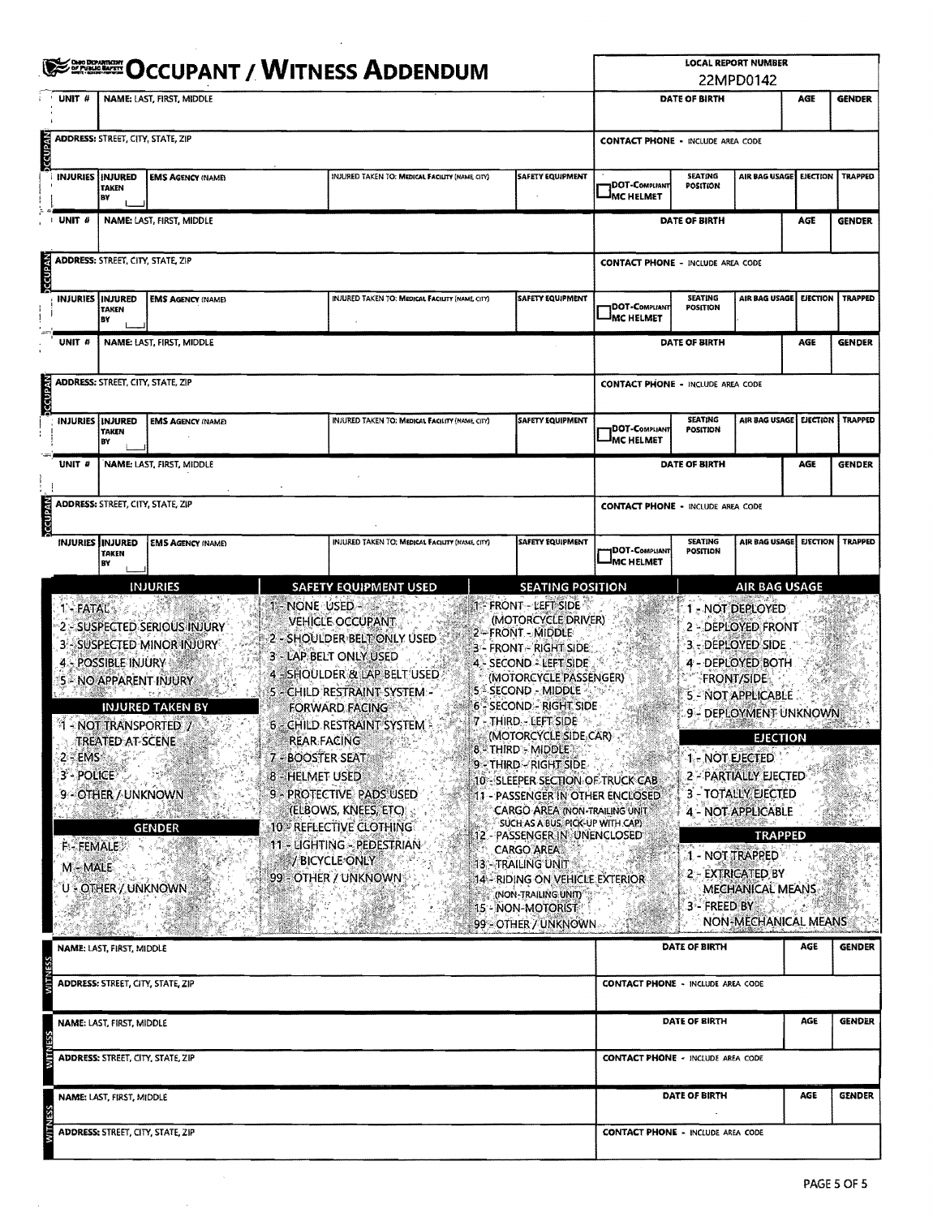# OCCUPANT / WITNESS ADDENDUM

**LOCAL REPORT NUMBER**
22MPD0142

## OCCUPANT

| UNIT # | NAME: LAST, FIRST, MIDDLE | DATE OF BIRTH | AGE | GENDER |
|---|---|---|---|---|
| | | | | |

| ADDRESS: STREET, CITY, STATE, ZIP | CONTACT PHONE - INCLUDE AREA CODE |
|---|---|
| | |

| INJURIES | INJURED TAKEN BY | EMS AGENCY (NAME) | INJURED TAKEN TO: MEDICAL FACILITY (NAME, CITY) | SAFETY EQUIPMENT | DOT-COMPLIANT MC HELMET | SEATING POSITION | AIR BAG USAGE | EJECTION | TRAPPED |
|---|---|---|---|---|---|---|---|---|---|
| | | | | | | | | | |

## OCCUPANT

| UNIT # | NAME: LAST, FIRST, MIDDLE | DATE OF BIRTH | AGE | GENDER |
|---|---|---|---|---|
| | | | | |

| ADDRESS: STREET, CITY, STATE, ZIP | CONTACT PHONE - INCLUDE AREA CODE |
|---|---|
| | |

| INJURIES | INJURED TAKEN BY | EMS AGENCY (NAME) | INJURED TAKEN TO: MEDICAL FACILITY (NAME, CITY) | SAFETY EQUIPMENT | DOT-COMPLIANT MC HELMET | SEATING POSITION | AIR BAG USAGE | EJECTION | TRAPPED |
|---|---|---|---|---|---|---|---|---|---|
| | | | | | | | | | |

## OCCUPANT

| UNIT # | NAME: LAST, FIRST, MIDDLE | DATE OF BIRTH | AGE | GENDER |
|---|---|---|---|---|
| | | | | |

| ADDRESS: STREET, CITY, STATE, ZIP | CONTACT PHONE - INCLUDE AREA CODE |
|---|---|
| | |

| INJURIES | INJURED TAKEN BY | EMS AGENCY (NAME) | INJURED TAKEN TO: MEDICAL FACILITY (NAME, CITY) | SAFETY EQUIPMENT | DOT-COMPLIANT MC HELMET | SEATING POSITION | AIR BAG USAGE | EJECTION | TRAPPED |
|---|---|---|---|---|---|---|---|---|---|
| | | | | | | | | | |

## OCCUPANT

| UNIT # | NAME: LAST, FIRST, MIDDLE | DATE OF BIRTH | AGE | GENDER |
|---|---|---|---|---|
| | | | | |

| ADDRESS: STREET, CITY, STATE, ZIP | CONTACT PHONE - INCLUDE AREA CODE |
|---|---|
| | |

| INJURIES | INJURED TAKEN BY | EMS AGENCY (NAME) | INJURED TAKEN TO: MEDICAL FACILITY (NAME, CITY) | SAFETY EQUIPMENT | DOT-COMPLIANT MC HELMET | SEATING POSITION | AIR BAG USAGE | EJECTION | TRAPPED |
|---|---|---|---|---|---|---|---|---|---|
| | | | | | | | | | |

### INJURIES
1 - FATAL
2 - SUSPECTED SERIOUS INJURY
3 - SUSPECTED MINOR INJURY
4 - POSSIBLE INJURY
5 - NO APPARENT INJURY

### INJURED TAKEN BY
1 - NOT TRANSPORTED / TREATED AT SCENE
2 - EMS
3 - POLICE
9 - OTHER / UNKNOWN

### GENDER
F - FEMALE
M - MALE
U - OTHER / UNKNOWN

### SAFETY EQUIPMENT USED
1 - NONE USED - VEHICLE OCCUPANT
2 - SHOULDER BELT ONLY USED
3 - LAP BELT ONLY USED
4 - SHOULDER & LAP BELT USED
5 - CHILD RESTRAINT SYSTEM - FORWARD FACING
6 - CHILD RESTRAINT SYSTEM - REAR FACING
7 - BOOSTER SEAT
8 - HELMET USED
9 - PROTECTIVE PADS USED (ELBOWS, KNEES, ETC)
10 - REFLECTIVE CLOTHING
11 - LIGHTING - PEDESTRIAN / BICYCLE ONLY
99 - OTHER / UNKNOWN

### SEATING POSITION
1 - FRONT - LEFT SIDE (MOTORCYCLE DRIVER)
2 - FRONT - MIDDLE
3 - FRONT - RIGHT SIDE
4 - SECOND - LEFT SIDE (MOTORCYCLE PASSENGER)
5 - SECOND - MIDDLE
6 - SECOND - RIGHT SIDE
7 - THIRD - LEFT SIDE (MOTORCYCLE SIDE CAR)
8 - THIRD - MIDDLE
9 - THIRD - RIGHT SIDE
10 - SLEEPER SECTION OF TRUCK CAB
11 - PASSENGER IN OTHER ENCLOSED CARGO AREA (NON-TRAILING UNIT SUCH AS A BUS, PICK-UP WITH CAP)
12 - PASSENGER IN UNENCLOSED CARGO AREA
13 - TRAILING UNIT
14 - RIDING ON VEHICLE EXTERIOR (NON-TRAILING UNIT)
15 - NON-MOTORIST
99 - OTHER / UNKNOWN

### AIR BAG USAGE
1 - NOT DEPLOYED
2 - DEPLOYED FRONT
3 - DEPLOYED SIDE
4 - DEPLOYED BOTH FRONT/SIDE
5 - NOT APPLICABLE
9 - DEPLOYMENT UNKNOWN

### EJECTION
1 - NOT EJECTED
2 - PARTIALLY EJECTED
3 - TOTALLY EJECTED
4 - NOT APPLICABLE

### TRAPPED
1 - NOT TRAPPED
2 - EXTRICATED BY MECHANICAL MEANS
3 - FREED BY NON-MECHANICAL MEANS

## WITNESS

| NAME: LAST, FIRST, MIDDLE | DATE OF BIRTH | AGE | GENDER |
|---|---|---|---|
| | | | |

| ADDRESS: STREET, CITY, STATE, ZIP | CONTACT PHONE - INCLUDE AREA CODE |
|---|---|
| | |

## WITNESS

| NAME: LAST, FIRST, MIDDLE | DATE OF BIRTH | AGE | GENDER |
|---|---|---|---|
| | | | |

| ADDRESS: STREET, CITY, STATE, ZIP | CONTACT PHONE - INCLUDE AREA CODE |
|---|---|
| | |

## WITNESS

| NAME: LAST, FIRST, MIDDLE | DATE OF BIRTH | AGE | GENDER |
|---|---|---|---|
| | | | |

| ADDRESS: STREET, CITY, STATE, ZIP | CONTACT PHONE - INCLUDE AREA CODE |
|---|---|
| | |